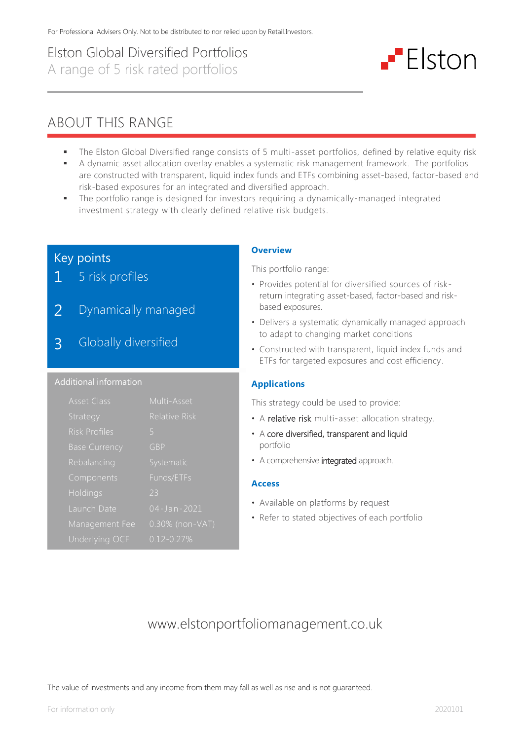For Professional Advisers Only. Not to be distributed to nor relied upon by Retail Investors.

# Elston Global Diversified Portfolios

A range of 5 risk rated portfolios

Elston

## ABOUT THIS RANGE

- The Elston Global Diversified range consists of 5 multi-asset portfolios, defined by relative equity risk
- A dynamic asset allocation overlay enables a systematic risk management framework. The portfolios are constructed with transparent, liquid index funds and ETFs combining asset-based, factor-based and risk-based exposures for an integrated and diversified approach.
- The portfolio range is designed for investors requiring a dynamically-managed integrated investment strategy with clearly defined relative risk budgets.

### Key points

1. 5 risk profiles
2. Dynamically managed
3. Globally diversified

### Additional information

| | |
|---|---|
| Asset Class | Multi-Asset |
| Strategy | Relative Risk |
| Risk Profiles | 5 |
| Base Currency | GBP |
| Rebalancing | Systematic |
| Components | Funds/ETFs |
| Holdings | 23 |
| Launch Date | 04-Jan-2021 |
| Management Fee | 0.30% (non-VAT) |
| Underlying OCF | 0.12-0.27% |

### Overview

This portfolio range:

- Provides potential for diversified sources of risk-return integrating asset-based, factor-based and risk-based exposures.
- Delivers a systematic dynamically managed approach to adapt to changing market conditions
- Constructed with transparent, liquid index funds and ETFs for targeted exposures and cost efficiency.

### Applications

This strategy could be used to provide:

- A relative risk multi-asset allocation strategy.
- A core diversified, transparent and liquid portfolio
- A comprehensive integrated approach.

### Access

- Available on platforms by request
- Refer to stated objectives of each portfolio

www.elstonportfoliomanagement.co.uk

The value of investments and any income from them may fall as well as rise and is not guaranteed.

For information only

2020101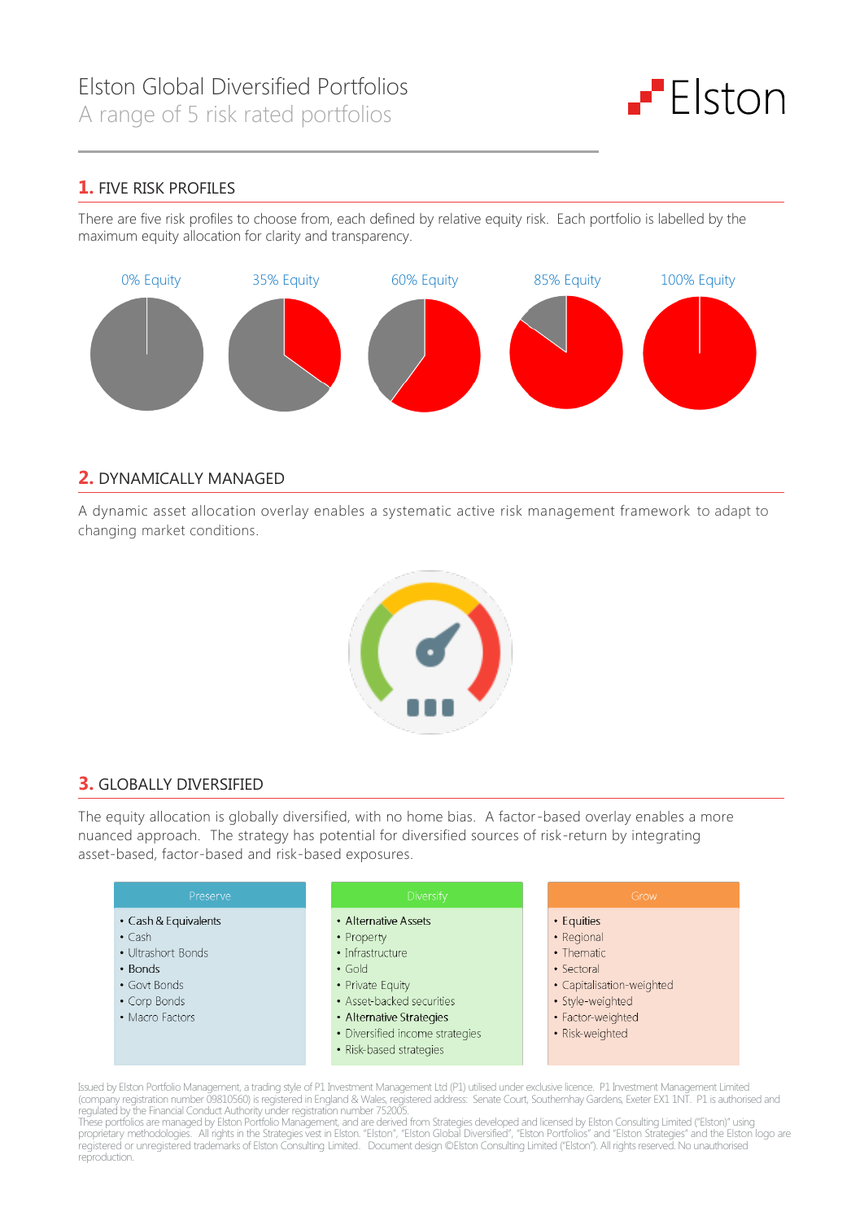# Elston Global Diversified Portfolios

A range of 5 risk rated portfolios

Elston

## 1. FIVE RISK PROFILES

There are five risk profiles to choose from, each defined by relative equity risk. Each portfolio is labelled by the maximum equity allocation for clarity and transparency.

0% Equity

35% Equity

60% Equity

85% Equity

100% Equity

## 2. DYNAMICALLY MANAGED

A dynamic asset allocation overlay enables a systematic active risk management framework to adapt to changing market conditions.

## 3. GLOBALLY DIVERSIFIED

The equity allocation is globally diversified, with no home bias. A factor-based overlay enables a more nuanced approach. The strategy has potential for diversified sources of risk-return by integrating asset-based, factor-based and risk-based exposures.

| Preserve | Diversify | Grow |
|---|---|---|
| • Cash & Equivalents<br>• Cash<br>• Ultrashort Bonds<br>• Bonds<br>• Govt Bonds<br>• Corp Bonds<br>• Macro Factors | • Alternative Assets<br>• Property<br>• Infrastructure<br>• Gold<br>• Private Equity<br>• Asset-backed securities<br>• Alternative Strategies<br>• Diversified income strategies<br>• Risk-based strategies | • Equities<br>• Regional<br>• Thematic<br>• Sectoral<br>• Capitalisation-weighted<br>• Style-weighted<br>• Factor-weighted<br>• Risk-weighted |

Issued by Elston Portfolio Management, a trading style of P1 Investment Management Ltd (P1) utilised under exclusive licence. P1 Investment Management Limited (company registration number 09810560) is registered in England & Wales, registered address: Senate Court, Southernhay Gardens, Exeter EX1 1NT. P1 is authorised and regulated by the Financial Conduct Authority under registration number 752005.
These portfolios are managed by Elston Portfolio Management, and are derived from Strategies developed and licensed by Elston Consulting Limited ("Elston") using proprietary methodologies. All rights in the Strategies vest in Elston. "Elston", "Elston Global Diversified", "Elston Portfolios" and "Elston Strategies" and the Elston logo are registered or unregistered trademarks of Elston Consulting Limited. Document design ©Elston Consulting Limited ("Elston"). All rights reserved. No unauthorised reproduction.